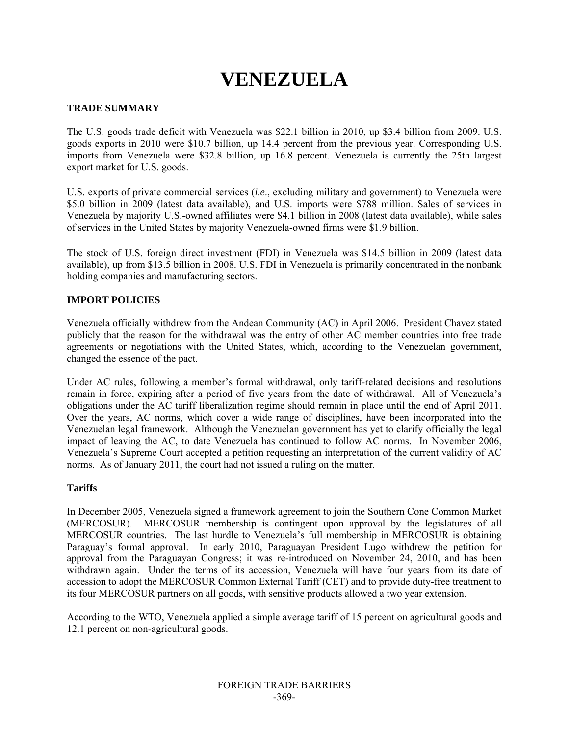# VENEZUELA

## TRADE SUMMARY

The U.S. goods trade deficit with Venezuela was $22.1 billion in 2010, up $3.4 billion from 2009. U.S. goods exports in 2010 were $10.7 billion, up 14.4 percent from the previous year. Corresponding U.S. imports from Venezuela were $32.8 billion, up 16.8 percent. Venezuela is currently the 25th largest export market for U.S. goods.

U.S. exports of private commercial services (*i.e*., excluding military and government) to Venezuela were $5.0 billion in 2009 (latest data available), and U.S. imports were $788 million. Sales of services in Venezuela by majority U.S.-owned affiliates were $4.1 billion in 2008 (latest data available), while sales of services in the United States by majority Venezuela-owned firms were $1.9 billion.

The stock of U.S. foreign direct investment (FDI) in Venezuela was $14.5 billion in 2009 (latest data available), up from $13.5 billion in 2008. U.S. FDI in Venezuela is primarily concentrated in the nonbank holding companies and manufacturing sectors.

## IMPORT POLICIES

Venezuela officially withdrew from the Andean Community (AC) in April 2006. President Chavez stated publicly that the reason for the withdrawal was the entry of other AC member countries into free trade agreements or negotiations with the United States, which, according to the Venezuelan government, changed the essence of the pact.

Under AC rules, following a member's formal withdrawal, only tariff-related decisions and resolutions remain in force, expiring after a period of five years from the date of withdrawal. All of Venezuela's obligations under the AC tariff liberalization regime should remain in place until the end of April 2011. Over the years, AC norms, which cover a wide range of disciplines, have been incorporated into the Venezuelan legal framework. Although the Venezuelan government has yet to clarify officially the legal impact of leaving the AC, to date Venezuela has continued to follow AC norms. In November 2006, Venezuela's Supreme Court accepted a petition requesting an interpretation of the current validity of AC norms. As of January 2011, the court had not issued a ruling on the matter.

### Tariffs

In December 2005, Venezuela signed a framework agreement to join the Southern Cone Common Market (MERCOSUR). MERCOSUR membership is contingent upon approval by the legislatures of all MERCOSUR countries. The last hurdle to Venezuela's full membership in MERCOSUR is obtaining Paraguay's formal approval. In early 2010, Paraguayan President Lugo withdrew the petition for approval from the Paraguayan Congress; it was re-introduced on November 24, 2010, and has been withdrawn again. Under the terms of its accession, Venezuela will have four years from its date of accession to adopt the MERCOSUR Common External Tariff (CET) and to provide duty-free treatment to its four MERCOSUR partners on all goods, with sensitive products allowed a two year extension.

According to the WTO, Venezuela applied a simple average tariff of 15 percent on agricultural goods and 12.1 percent on non-agricultural goods.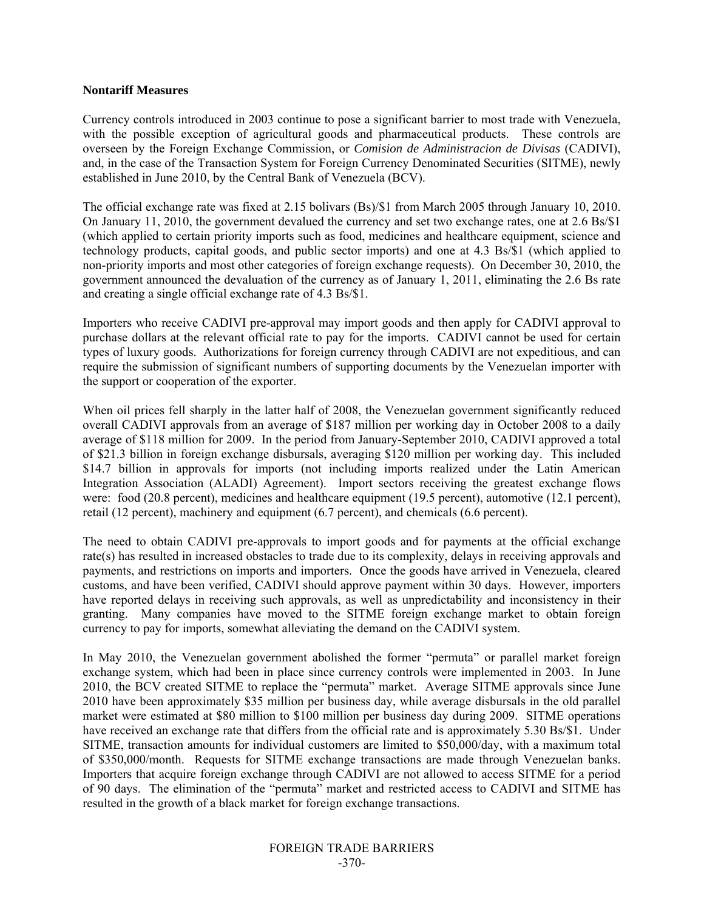**Nontariff Measures**

Currency controls introduced in 2003 continue to pose a significant barrier to most trade with Venezuela, with the possible exception of agricultural goods and pharmaceutical products. These controls are overseen by the Foreign Exchange Commission, or *Comision de Administracion de Divisas* (CADIVI), and, in the case of the Transaction System for Foreign Currency Denominated Securities (SITME), newly established in June 2010, by the Central Bank of Venezuela (BCV).

The official exchange rate was fixed at 2.15 bolivars (Bs)/$1 from March 2005 through January 10, 2010. On January 11, 2010, the government devalued the currency and set two exchange rates, one at 2.6 Bs/$1 (which applied to certain priority imports such as food, medicines and healthcare equipment, science and technology products, capital goods, and public sector imports) and one at 4.3 Bs/$1 (which applied to non-priority imports and most other categories of foreign exchange requests). On December 30, 2010, the government announced the devaluation of the currency as of January 1, 2011, eliminating the 2.6 Bs rate and creating a single official exchange rate of 4.3 Bs/$1.

Importers who receive CADIVI pre-approval may import goods and then apply for CADIVI approval to purchase dollars at the relevant official rate to pay for the imports. CADIVI cannot be used for certain types of luxury goods. Authorizations for foreign currency through CADIVI are not expeditious, and can require the submission of significant numbers of supporting documents by the Venezuelan importer with the support or cooperation of the exporter.

When oil prices fell sharply in the latter half of 2008, the Venezuelan government significantly reduced overall CADIVI approvals from an average of $187 million per working day in October 2008 to a daily average of $118 million for 2009. In the period from January-September 2010, CADIVI approved a total of $21.3 billion in foreign exchange disbursals, averaging $120 million per working day. This included $14.7 billion in approvals for imports (not including imports realized under the Latin American Integration Association (ALADI) Agreement). Import sectors receiving the greatest exchange flows were: food (20.8 percent), medicines and healthcare equipment (19.5 percent), automotive (12.1 percent), retail (12 percent), machinery and equipment (6.7 percent), and chemicals (6.6 percent).

The need to obtain CADIVI pre-approvals to import goods and for payments at the official exchange rate(s) has resulted in increased obstacles to trade due to its complexity, delays in receiving approvals and payments, and restrictions on imports and importers. Once the goods have arrived in Venezuela, cleared customs, and have been verified, CADIVI should approve payment within 30 days. However, importers have reported delays in receiving such approvals, as well as unpredictability and inconsistency in their granting. Many companies have moved to the SITME foreign exchange market to obtain foreign currency to pay for imports, somewhat alleviating the demand on the CADIVI system.

In May 2010, the Venezuelan government abolished the former "permuta" or parallel market foreign exchange system, which had been in place since currency controls were implemented in 2003. In June 2010, the BCV created SITME to replace the "permuta" market. Average SITME approvals since June 2010 have been approximately $35 million per business day, while average disbursals in the old parallel market were estimated at $80 million to $100 million per business day during 2009. SITME operations have received an exchange rate that differs from the official rate and is approximately 5.30 Bs/$1. Under SITME, transaction amounts for individual customers are limited to $50,000/day, with a maximum total of $350,000/month. Requests for SITME exchange transactions are made through Venezuelan banks. Importers that acquire foreign exchange through CADIVI are not allowed to access SITME for a period of 90 days. The elimination of the "permuta" market and restricted access to CADIVI and SITME has resulted in the growth of a black market for foreign exchange transactions.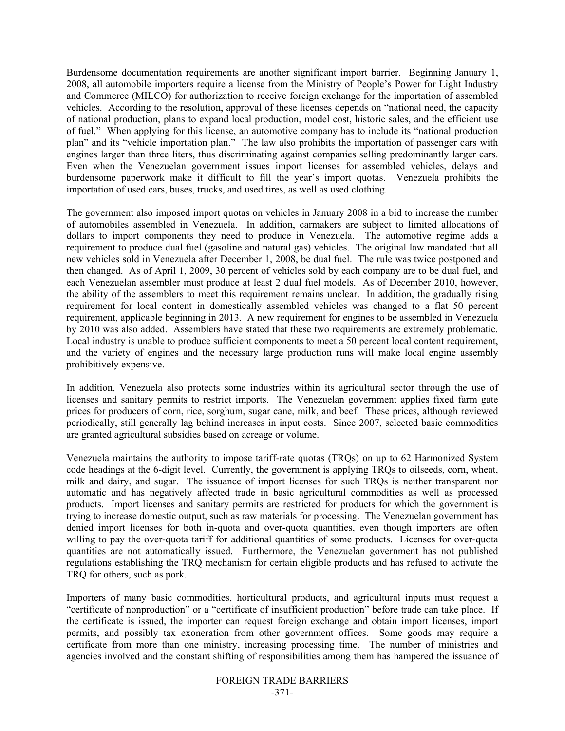Burdensome documentation requirements are another significant import barrier. Beginning January 1, 2008, all automobile importers require a license from the Ministry of People's Power for Light Industry and Commerce (MILCO) for authorization to receive foreign exchange for the importation of assembled vehicles. According to the resolution, approval of these licenses depends on "national need, the capacity of national production, plans to expand local production, model cost, historic sales, and the efficient use of fuel." When applying for this license, an automotive company has to include its "national production plan" and its "vehicle importation plan." The law also prohibits the importation of passenger cars with engines larger than three liters, thus discriminating against companies selling predominantly larger cars. Even when the Venezuelan government issues import licenses for assembled vehicles, delays and burdensome paperwork make it difficult to fill the year's import quotas. Venezuela prohibits the importation of used cars, buses, trucks, and used tires, as well as used clothing.

The government also imposed import quotas on vehicles in January 2008 in a bid to increase the number of automobiles assembled in Venezuela. In addition, carmakers are subject to limited allocations of dollars to import components they need to produce in Venezuela. The automotive regime adds a requirement to produce dual fuel (gasoline and natural gas) vehicles. The original law mandated that all new vehicles sold in Venezuela after December 1, 2008, be dual fuel. The rule was twice postponed and then changed. As of April 1, 2009, 30 percent of vehicles sold by each company are to be dual fuel, and each Venezuelan assembler must produce at least 2 dual fuel models. As of December 2010, however, the ability of the assemblers to meet this requirement remains unclear. In addition, the gradually rising requirement for local content in domestically assembled vehicles was changed to a flat 50 percent requirement, applicable beginning in 2013. A new requirement for engines to be assembled in Venezuela by 2010 was also added. Assemblers have stated that these two requirements are extremely problematic. Local industry is unable to produce sufficient components to meet a 50 percent local content requirement, and the variety of engines and the necessary large production runs will make local engine assembly prohibitively expensive.

In addition, Venezuela also protects some industries within its agricultural sector through the use of licenses and sanitary permits to restrict imports. The Venezuelan government applies fixed farm gate prices for producers of corn, rice, sorghum, sugar cane, milk, and beef. These prices, although reviewed periodically, still generally lag behind increases in input costs. Since 2007, selected basic commodities are granted agricultural subsidies based on acreage or volume.

Venezuela maintains the authority to impose tariff-rate quotas (TRQs) on up to 62 Harmonized System code headings at the 6-digit level. Currently, the government is applying TRQs to oilseeds, corn, wheat, milk and dairy, and sugar. The issuance of import licenses for such TRQs is neither transparent nor automatic and has negatively affected trade in basic agricultural commodities as well as processed products. Import licenses and sanitary permits are restricted for products for which the government is trying to increase domestic output, such as raw materials for processing. The Venezuelan government has denied import licenses for both in-quota and over-quota quantities, even though importers are often willing to pay the over-quota tariff for additional quantities of some products. Licenses for over-quota quantities are not automatically issued. Furthermore, the Venezuelan government has not published regulations establishing the TRQ mechanism for certain eligible products and has refused to activate the TRQ for others, such as pork.

Importers of many basic commodities, horticultural products, and agricultural inputs must request a "certificate of nonproduction" or a "certificate of insufficient production" before trade can take place. If the certificate is issued, the importer can request foreign exchange and obtain import licenses, import permits, and possibly tax exoneration from other government offices. Some goods may require a certificate from more than one ministry, increasing processing time. The number of ministries and agencies involved and the constant shifting of responsibilities among them has hampered the issuance of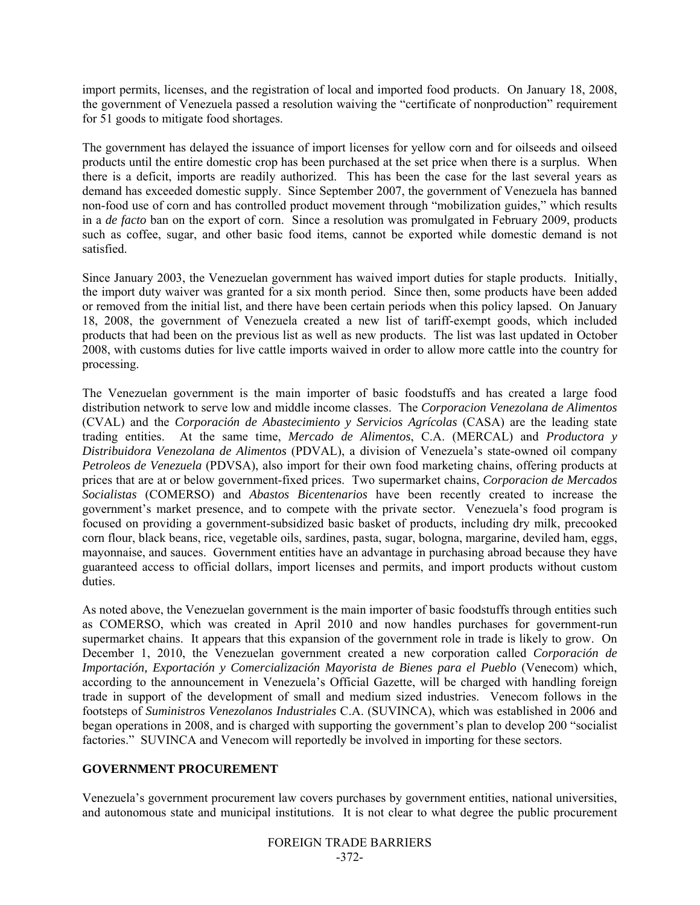import permits, licenses, and the registration of local and imported food products. On January 18, 2008, the government of Venezuela passed a resolution waiving the "certificate of nonproduction" requirement for 51 goods to mitigate food shortages.

The government has delayed the issuance of import licenses for yellow corn and for oilseeds and oilseed products until the entire domestic crop has been purchased at the set price when there is a surplus. When there is a deficit, imports are readily authorized. This has been the case for the last several years as demand has exceeded domestic supply. Since September 2007, the government of Venezuela has banned non-food use of corn and has controlled product movement through "mobilization guides," which results in a *de facto* ban on the export of corn. Since a resolution was promulgated in February 2009, products such as coffee, sugar, and other basic food items, cannot be exported while domestic demand is not satisfied.

Since January 2003, the Venezuelan government has waived import duties for staple products. Initially, the import duty waiver was granted for a six month period. Since then, some products have been added or removed from the initial list, and there have been certain periods when this policy lapsed. On January 18, 2008, the government of Venezuela created a new list of tariff-exempt goods, which included products that had been on the previous list as well as new products. The list was last updated in October 2008, with customs duties for live cattle imports waived in order to allow more cattle into the country for processing.

The Venezuelan government is the main importer of basic foodstuffs and has created a large food distribution network to serve low and middle income classes. The *Corporacion Venezolana de Alimentos* (CVAL) and the *Corporación de Abastecimiento y Servicios Agrícolas* (CASA) are the leading state trading entities. At the same time, *Mercado de Alimentos*, C.A. (MERCAL) and *Productora y Distribuidora Venezolana de Alimentos* (PDVAL), a division of Venezuela's state-owned oil company *Petroleos de Venezuela* (PDVSA), also import for their own food marketing chains, offering products at prices that are at or below government-fixed prices. Two supermarket chains, *Corporacion de Mercados Socialistas* (COMERSO) and *Abastos Bicentenarios* have been recently created to increase the government's market presence, and to compete with the private sector. Venezuela's food program is focused on providing a government-subsidized basic basket of products, including dry milk, precooked corn flour, black beans, rice, vegetable oils, sardines, pasta, sugar, bologna, margarine, deviled ham, eggs, mayonnaise, and sauces. Government entities have an advantage in purchasing abroad because they have guaranteed access to official dollars, import licenses and permits, and import products without custom duties.

As noted above, the Venezuelan government is the main importer of basic foodstuffs through entities such as COMERSO, which was created in April 2010 and now handles purchases for government-run supermarket chains. It appears that this expansion of the government role in trade is likely to grow. On December 1, 2010, the Venezuelan government created a new corporation called *Corporación de Importación, Exportación y Comercialización Mayorista de Bienes para el Pueblo* (Venecom) which, according to the announcement in Venezuela's Official Gazette, will be charged with handling foreign trade in support of the development of small and medium sized industries. Venecom follows in the footsteps of *Suministros Venezolanos Industriales* C.A. (SUVINCA), which was established in 2006 and began operations in 2008, and is charged with supporting the government's plan to develop 200 "socialist factories." SUVINCA and Venecom will reportedly be involved in importing for these sectors.

## GOVERNMENT PROCUREMENT

Venezuela's government procurement law covers purchases by government entities, national universities, and autonomous state and municipal institutions. It is not clear to what degree the public procurement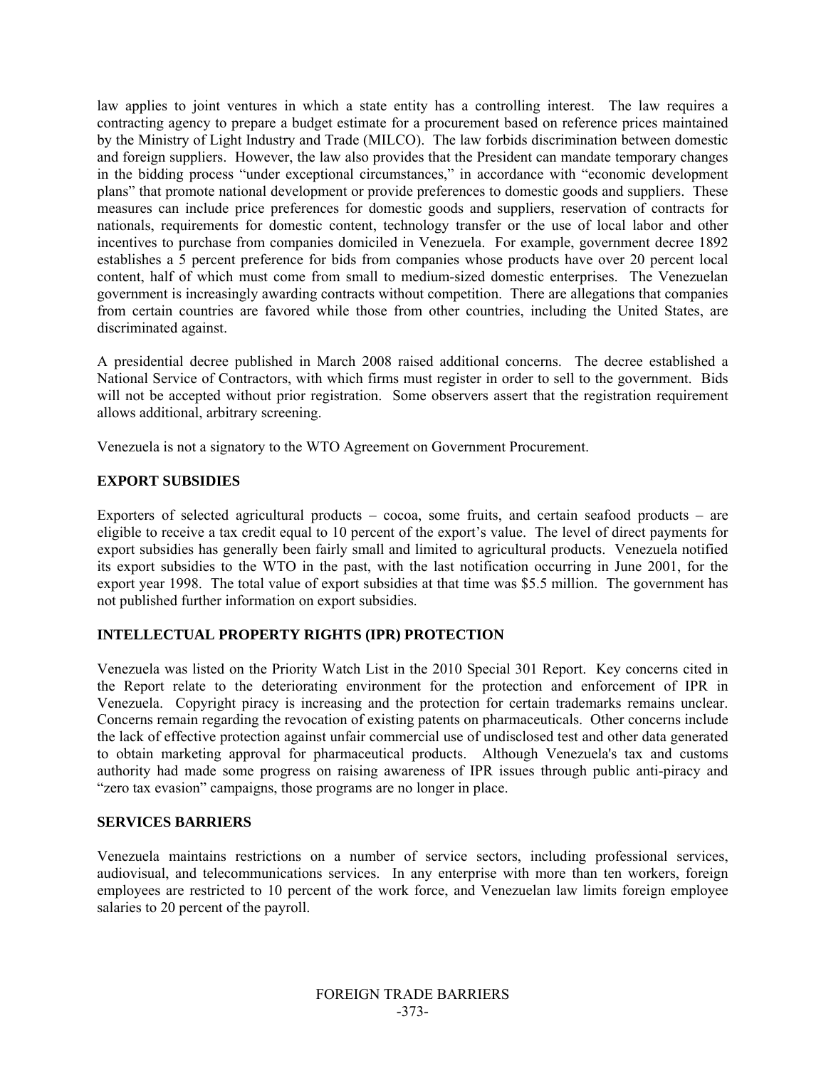law applies to joint ventures in which a state entity has a controlling interest. The law requires a contracting agency to prepare a budget estimate for a procurement based on reference prices maintained by the Ministry of Light Industry and Trade (MILCO). The law forbids discrimination between domestic and foreign suppliers. However, the law also provides that the President can mandate temporary changes in the bidding process "under exceptional circumstances," in accordance with "economic development plans" that promote national development or provide preferences to domestic goods and suppliers. These measures can include price preferences for domestic goods and suppliers, reservation of contracts for nationals, requirements for domestic content, technology transfer or the use of local labor and other incentives to purchase from companies domiciled in Venezuela. For example, government decree 1892 establishes a 5 percent preference for bids from companies whose products have over 20 percent local content, half of which must come from small to medium-sized domestic enterprises. The Venezuelan government is increasingly awarding contracts without competition. There are allegations that companies from certain countries are favored while those from other countries, including the United States, are discriminated against.

A presidential decree published in March 2008 raised additional concerns. The decree established a National Service of Contractors, with which firms must register in order to sell to the government. Bids will not be accepted without prior registration. Some observers assert that the registration requirement allows additional, arbitrary screening.

Venezuela is not a signatory to the WTO Agreement on Government Procurement.

**EXPORT SUBSIDIES**

Exporters of selected agricultural products – cocoa, some fruits, and certain seafood products – are eligible to receive a tax credit equal to 10 percent of the export's value. The level of direct payments for export subsidies has generally been fairly small and limited to agricultural products. Venezuela notified its export subsidies to the WTO in the past, with the last notification occurring in June 2001, for the export year 1998. The total value of export subsidies at that time was $5.5 million. The government has not published further information on export subsidies.

**INTELLECTUAL PROPERTY RIGHTS (IPR) PROTECTION**

Venezuela was listed on the Priority Watch List in the 2010 Special 301 Report. Key concerns cited in the Report relate to the deteriorating environment for the protection and enforcement of IPR in Venezuela. Copyright piracy is increasing and the protection for certain trademarks remains unclear. Concerns remain regarding the revocation of existing patents on pharmaceuticals. Other concerns include the lack of effective protection against unfair commercial use of undisclosed test and other data generated to obtain marketing approval for pharmaceutical products. Although Venezuela's tax and customs authority had made some progress on raising awareness of IPR issues through public anti-piracy and "zero tax evasion" campaigns, those programs are no longer in place.

**SERVICES BARRIERS**

Venezuela maintains restrictions on a number of service sectors, including professional services, audiovisual, and telecommunications services. In any enterprise with more than ten workers, foreign employees are restricted to 10 percent of the work force, and Venezuelan law limits foreign employee salaries to 20 percent of the payroll.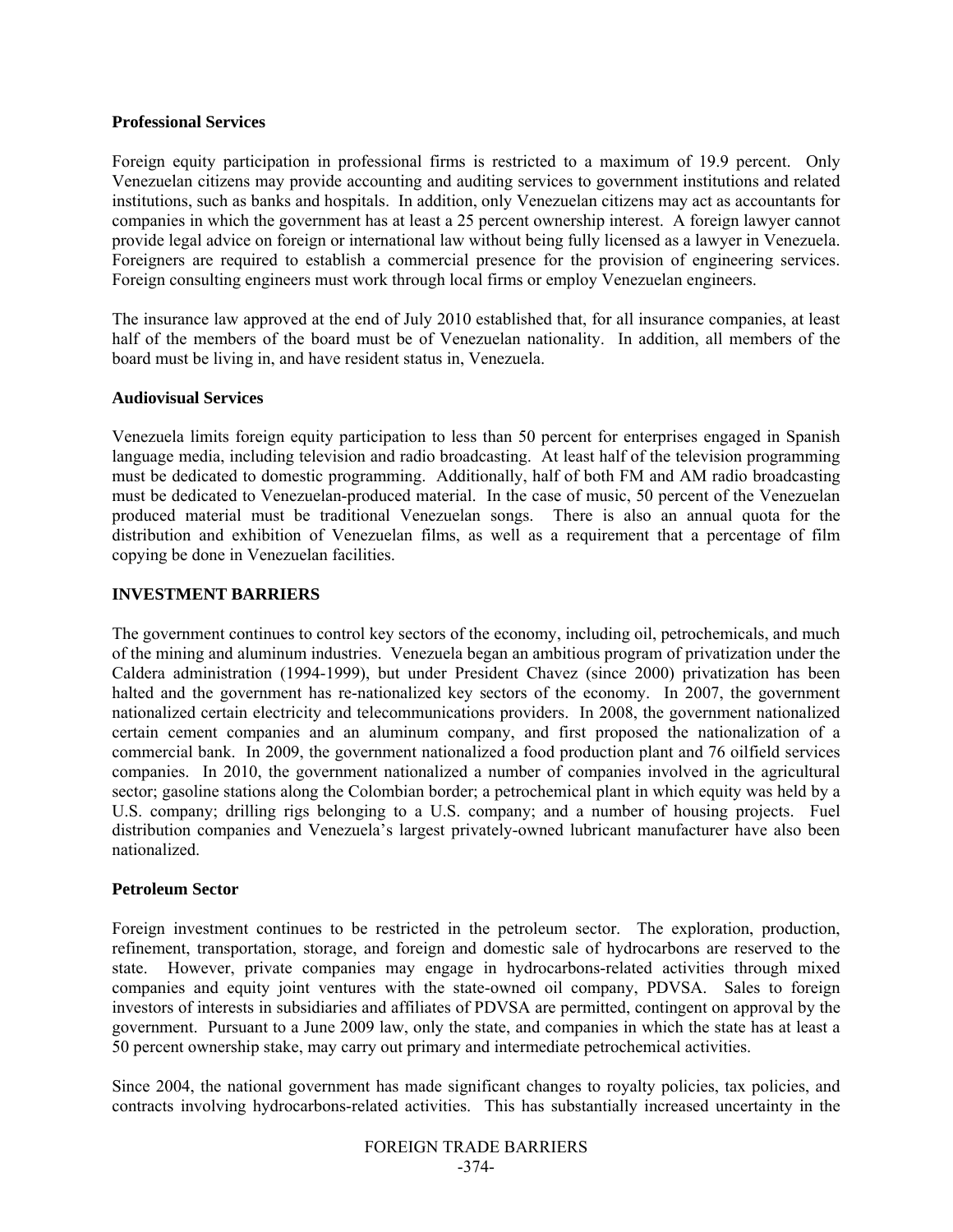**Professional Services**

Foreign equity participation in professional firms is restricted to a maximum of 19.9 percent. Only Venezuelan citizens may provide accounting and auditing services to government institutions and related institutions, such as banks and hospitals. In addition, only Venezuelan citizens may act as accountants for companies in which the government has at least a 25 percent ownership interest. A foreign lawyer cannot provide legal advice on foreign or international law without being fully licensed as a lawyer in Venezuela. Foreigners are required to establish a commercial presence for the provision of engineering services. Foreign consulting engineers must work through local firms or employ Venezuelan engineers.

The insurance law approved at the end of July 2010 established that, for all insurance companies, at least half of the members of the board must be of Venezuelan nationality. In addition, all members of the board must be living in, and have resident status in, Venezuela.

**Audiovisual Services**

Venezuela limits foreign equity participation to less than 50 percent for enterprises engaged in Spanish language media, including television and radio broadcasting. At least half of the television programming must be dedicated to domestic programming. Additionally, half of both FM and AM radio broadcasting must be dedicated to Venezuelan-produced material. In the case of music, 50 percent of the Venezuelan produced material must be traditional Venezuelan songs. There is also an annual quota for the distribution and exhibition of Venezuelan films, as well as a requirement that a percentage of film copying be done in Venezuelan facilities.

## INVESTMENT BARRIERS

The government continues to control key sectors of the economy, including oil, petrochemicals, and much of the mining and aluminum industries. Venezuela began an ambitious program of privatization under the Caldera administration (1994-1999), but under President Chavez (since 2000) privatization has been halted and the government has re-nationalized key sectors of the economy. In 2007, the government nationalized certain electricity and telecommunications providers. In 2008, the government nationalized certain cement companies and an aluminum company, and first proposed the nationalization of a commercial bank. In 2009, the government nationalized a food production plant and 76 oilfield services companies. In 2010, the government nationalized a number of companies involved in the agricultural sector; gasoline stations along the Colombian border; a petrochemical plant in which equity was held by a U.S. company; drilling rigs belonging to a U.S. company; and a number of housing projects. Fuel distribution companies and Venezuela's largest privately-owned lubricant manufacturer have also been nationalized.

**Petroleum Sector**

Foreign investment continues to be restricted in the petroleum sector. The exploration, production, refinement, transportation, storage, and foreign and domestic sale of hydrocarbons are reserved to the state. However, private companies may engage in hydrocarbons-related activities through mixed companies and equity joint ventures with the state-owned oil company, PDVSA. Sales to foreign investors of interests in subsidiaries and affiliates of PDVSA are permitted, contingent on approval by the government. Pursuant to a June 2009 law, only the state, and companies in which the state has at least a 50 percent ownership stake, may carry out primary and intermediate petrochemical activities.

Since 2004, the national government has made significant changes to royalty policies, tax policies, and contracts involving hydrocarbons-related activities. This has substantially increased uncertainty in the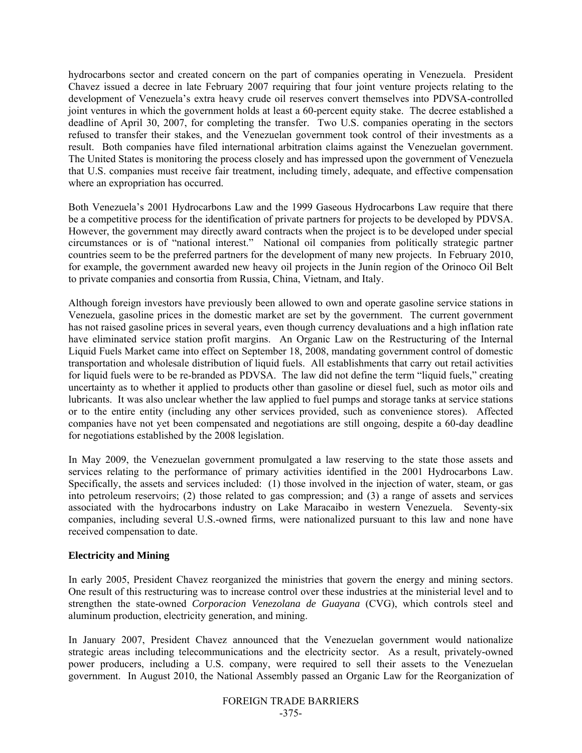hydrocarbons sector and created concern on the part of companies operating in Venezuela. President Chavez issued a decree in late February 2007 requiring that four joint venture projects relating to the development of Venezuela's extra heavy crude oil reserves convert themselves into PDVSA-controlled joint ventures in which the government holds at least a 60-percent equity stake. The decree established a deadline of April 30, 2007, for completing the transfer. Two U.S. companies operating in the sectors refused to transfer their stakes, and the Venezuelan government took control of their investments as a result. Both companies have filed international arbitration claims against the Venezuelan government. The United States is monitoring the process closely and has impressed upon the government of Venezuela that U.S. companies must receive fair treatment, including timely, adequate, and effective compensation where an expropriation has occurred.

Both Venezuela's 2001 Hydrocarbons Law and the 1999 Gaseous Hydrocarbons Law require that there be a competitive process for the identification of private partners for projects to be developed by PDVSA. However, the government may directly award contracts when the project is to be developed under special circumstances or is of "national interest." National oil companies from politically strategic partner countries seem to be the preferred partners for the development of many new projects. In February 2010, for example, the government awarded new heavy oil projects in the Junín region of the Orinoco Oil Belt to private companies and consortia from Russia, China, Vietnam, and Italy.

Although foreign investors have previously been allowed to own and operate gasoline service stations in Venezuela, gasoline prices in the domestic market are set by the government. The current government has not raised gasoline prices in several years, even though currency devaluations and a high inflation rate have eliminated service station profit margins. An Organic Law on the Restructuring of the Internal Liquid Fuels Market came into effect on September 18, 2008, mandating government control of domestic transportation and wholesale distribution of liquid fuels. All establishments that carry out retail activities for liquid fuels were to be re-branded as PDVSA. The law did not define the term "liquid fuels," creating uncertainty as to whether it applied to products other than gasoline or diesel fuel, such as motor oils and lubricants. It was also unclear whether the law applied to fuel pumps and storage tanks at service stations or to the entire entity (including any other services provided, such as convenience stores). Affected companies have not yet been compensated and negotiations are still ongoing, despite a 60-day deadline for negotiations established by the 2008 legislation.

In May 2009, the Venezuelan government promulgated a law reserving to the state those assets and services relating to the performance of primary activities identified in the 2001 Hydrocarbons Law. Specifically, the assets and services included: (1) those involved in the injection of water, steam, or gas into petroleum reservoirs; (2) those related to gas compression; and (3) a range of assets and services associated with the hydrocarbons industry on Lake Maracaibo in western Venezuela. Seventy-six companies, including several U.S.-owned firms, were nationalized pursuant to this law and none have received compensation to date.

**Electricity and Mining**

In early 2005, President Chavez reorganized the ministries that govern the energy and mining sectors. One result of this restructuring was to increase control over these industries at the ministerial level and to strengthen the state-owned *Corporacion Venezolana de Guayana* (CVG), which controls steel and aluminum production, electricity generation, and mining.

In January 2007, President Chavez announced that the Venezuelan government would nationalize strategic areas including telecommunications and the electricity sector. As a result, privately-owned power producers, including a U.S. company, were required to sell their assets to the Venezuelan government. In August 2010, the National Assembly passed an Organic Law for the Reorganization of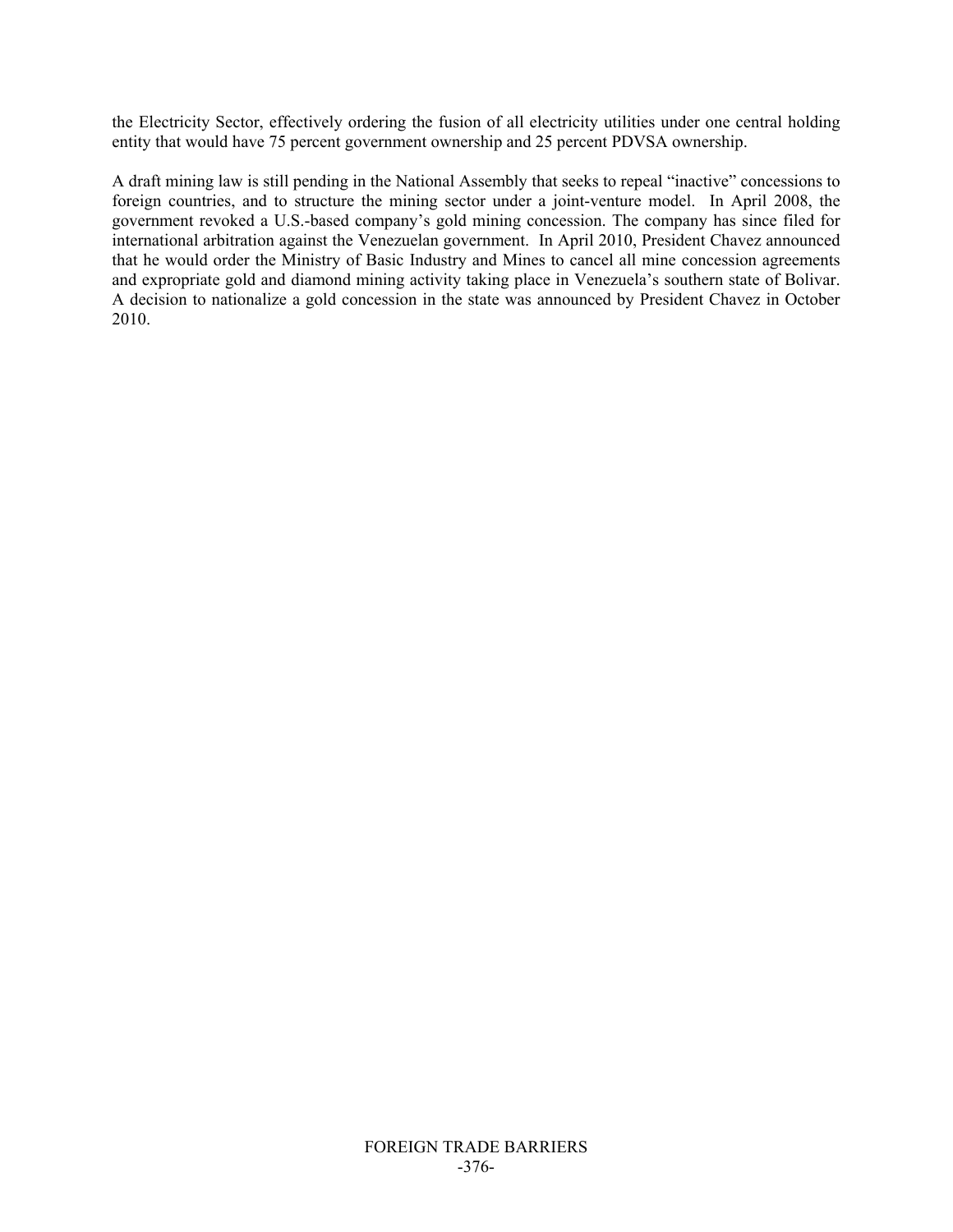the Electricity Sector, effectively ordering the fusion of all electricity utilities under one central holding entity that would have 75 percent government ownership and 25 percent PDVSA ownership.

A draft mining law is still pending in the National Assembly that seeks to repeal "inactive" concessions to foreign countries, and to structure the mining sector under a joint-venture model. In April 2008, the government revoked a U.S.-based company's gold mining concession. The company has since filed for international arbitration against the Venezuelan government. In April 2010, President Chavez announced that he would order the Ministry of Basic Industry and Mines to cancel all mine concession agreements and expropriate gold and diamond mining activity taking place in Venezuela's southern state of Bolivar. A decision to nationalize a gold concession in the state was announced by President Chavez in October 2010.